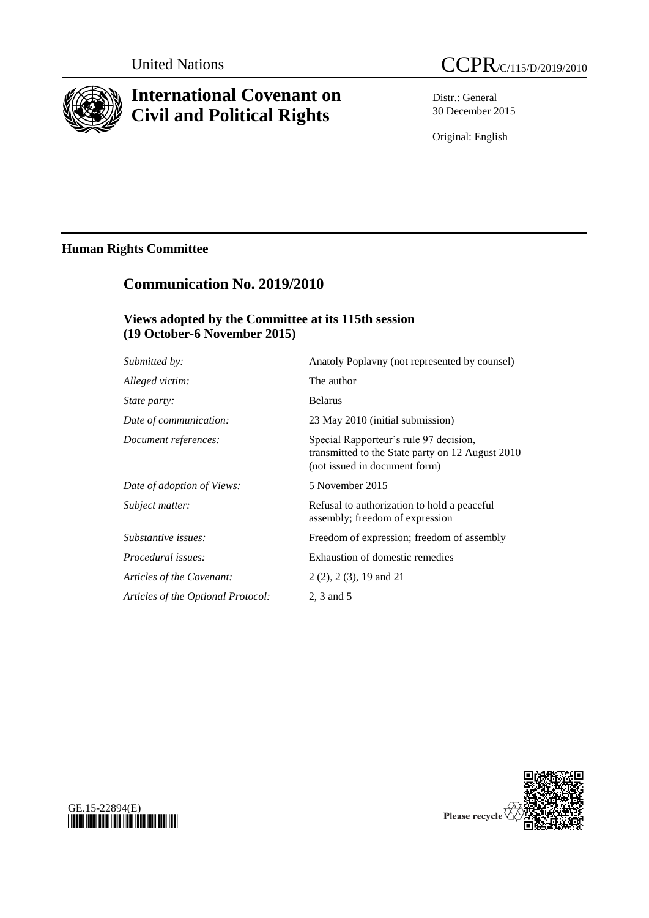United Nations

CCPR/C/115/D/2019/2010

# International Covenant on Civil and Political Rights

Distr.: General
30 December 2015

Original: English

## Human Rights Committee

## Communication No. 2019/2010

### Views adopted by the Committee at its 115th session (19 October-6 November 2015)

| | |
|---|---|
| *Submitted by:* | Anatoly Poplavny (not represented by counsel) |
| *Alleged victim:* | The author |
| *State party:* | Belarus |
| *Date of communication:* | 23 May 2010 (initial submission) |
| *Document references:* | Special Rapporteur's rule 97 decision, transmitted to the State party on 12 August 2010 (not issued in document form) |
| *Date of adoption of Views:* | 5 November 2015 |
| *Subject matter:* | Refusal to authorization to hold a peaceful assembly; freedom of expression |
| *Substantive issues:* | Freedom of expression; freedom of assembly |
| *Procedural issues:* | Exhaustion of domestic remedies |
| *Articles of the Covenant:* | 2 (2), 2 (3), 19 and 21 |
| *Articles of the Optional Protocol:* | 2, 3 and 5 |

GE.15-22894(E)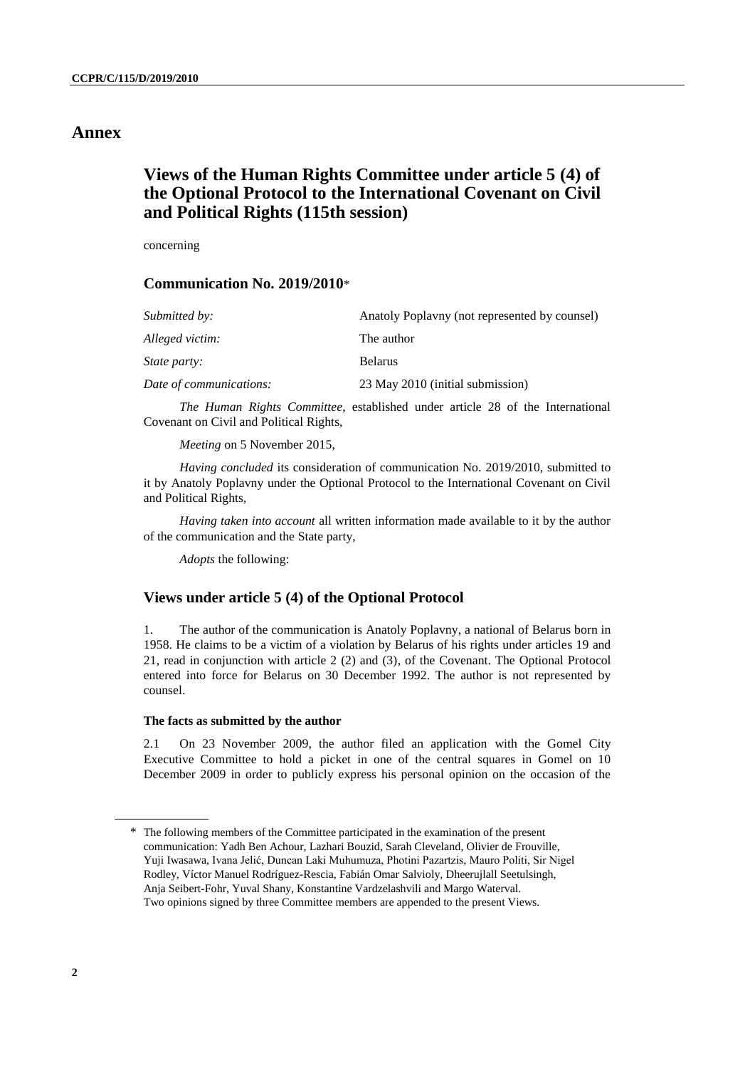# Annex

## Views of the Human Rights Committee under article 5 (4) of the Optional Protocol to the International Covenant on Civil and Political Rights (115th session)

concerning

### Communication No. 2019/2010*

| | |
|---|---|
| *Submitted by:* | Anatoly Poplavny (not represented by counsel) |
| *Alleged victim:* | The author |
| *State party:* | Belarus |
| *Date of communications:* | 23 May 2010 (initial submission) |

*The Human Rights Committee*, established under article 28 of the International Covenant on Civil and Political Rights,

*Meeting* on 5 November 2015,

*Having concluded* its consideration of communication No. 2019/2010, submitted to it by Anatoly Poplavny under the Optional Protocol to the International Covenant on Civil and Political Rights,

*Having taken into account* all written information made available to it by the author of the communication and the State party,

*Adopts* the following:

### Views under article 5 (4) of the Optional Protocol

1. The author of the communication is Anatoly Poplavny, a national of Belarus born in 1958. He claims to be a victim of a violation by Belarus of his rights under articles 19 and 21, read in conjunction with article 2 (2) and (3), of the Covenant. The Optional Protocol entered into force for Belarus on 30 December 1992. The author is not represented by counsel.

#### The facts as submitted by the author

2.1 On 23 November 2009, the author filed an application with the Gomel City Executive Committee to hold a picket in one of the central squares in Gomel on 10 December 2009 in order to publicly express his personal opinion on the occasion of the

---

\* The following members of the Committee participated in the examination of the present communication: Yadh Ben Achour, Lazhari Bouzid, Sarah Cleveland, Olivier de Frouville, Yuji Iwasawa, Ivana Jelić, Duncan Laki Muhumuza, Photini Pazartzis, Mauro Politi, Sir Nigel Rodley, Víctor Manuel Rodríguez-Rescia, Fabián Omar Salvioli, Dheerujlall Seetulsingh, Anja Seibert-Fohr, Yuval Shany, Konstantine Vardzelashvili and Margo Waterval. Two opinions signed by three Committee members are appended to the present Views.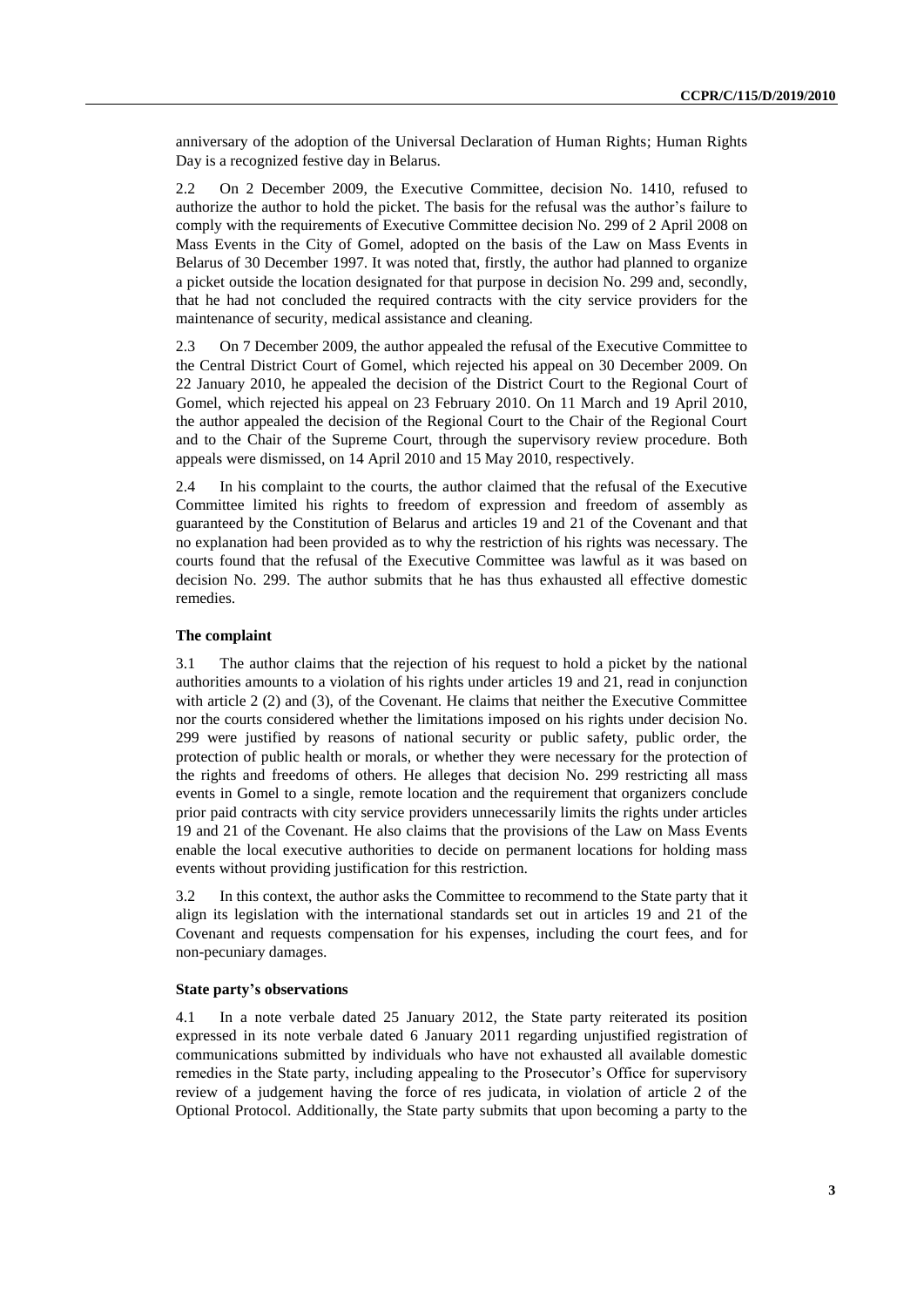anniversary of the adoption of the Universal Declaration of Human Rights; Human Rights Day is a recognized festive day in Belarus.

2.2 On 2 December 2009, the Executive Committee, decision No. 1410, refused to authorize the author to hold the picket. The basis for the refusal was the author's failure to comply with the requirements of Executive Committee decision No. 299 of 2 April 2008 on Mass Events in the City of Gomel, adopted on the basis of the Law on Mass Events in Belarus of 30 December 1997. It was noted that, firstly, the author had planned to organize a picket outside the location designated for that purpose in decision No. 299 and, secondly, that he had not concluded the required contracts with the city service providers for the maintenance of security, medical assistance and cleaning.

2.3 On 7 December 2009, the author appealed the refusal of the Executive Committee to the Central District Court of Gomel, which rejected his appeal on 30 December 2009. On 22 January 2010, he appealed the decision of the District Court to the Regional Court of Gomel, which rejected his appeal on 23 February 2010. On 11 March and 19 April 2010, the author appealed the decision of the Regional Court to the Chair of the Regional Court and to the Chair of the Supreme Court, through the supervisory review procedure. Both appeals were dismissed, on 14 April 2010 and 15 May 2010, respectively.

2.4 In his complaint to the courts, the author claimed that the refusal of the Executive Committee limited his rights to freedom of expression and freedom of assembly as guaranteed by the Constitution of Belarus and articles 19 and 21 of the Covenant and that no explanation had been provided as to why the restriction of his rights was necessary. The courts found that the refusal of the Executive Committee was lawful as it was based on decision No. 299. The author submits that he has thus exhausted all effective domestic remedies.

### The complaint

3.1 The author claims that the rejection of his request to hold a picket by the national authorities amounts to a violation of his rights under articles 19 and 21, read in conjunction with article 2 (2) and (3), of the Covenant. He claims that neither the Executive Committee nor the courts considered whether the limitations imposed on his rights under decision No. 299 were justified by reasons of national security or public safety, public order, the protection of public health or morals, or whether they were necessary for the protection of the rights and freedoms of others. He alleges that decision No. 299 restricting all mass events in Gomel to a single, remote location and the requirement that organizers conclude prior paid contracts with city service providers unnecessarily limits the rights under articles 19 and 21 of the Covenant. He also claims that the provisions of the Law on Mass Events enable the local executive authorities to decide on permanent locations for holding mass events without providing justification for this restriction.

3.2 In this context, the author asks the Committee to recommend to the State party that it align its legislation with the international standards set out in articles 19 and 21 of the Covenant and requests compensation for his expenses, including the court fees, and for non-pecuniary damages.

### State party's observations

4.1 In a note verbale dated 25 January 2012, the State party reiterated its position expressed in its note verbale dated 6 January 2011 regarding unjustified registration of communications submitted by individuals who have not exhausted all available domestic remedies in the State party, including appealing to the Prosecutor's Office for supervisory review of a judgement having the force of res judicata, in violation of article 2 of the Optional Protocol. Additionally, the State party submits that upon becoming a party to the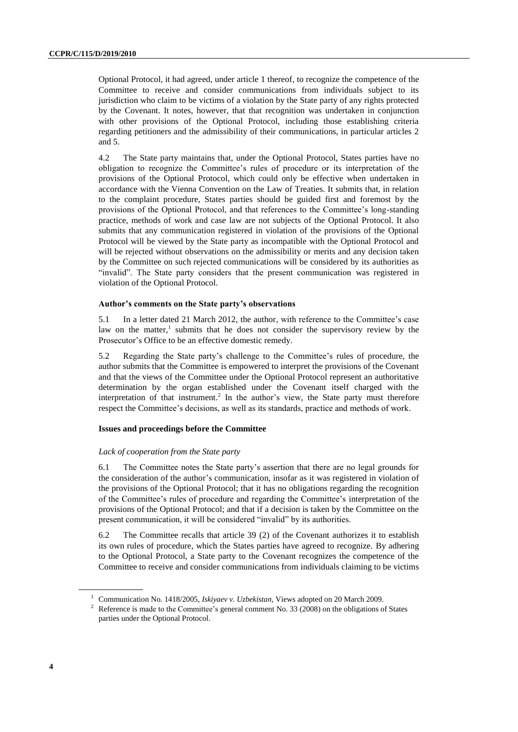Optional Protocol, it had agreed, under article 1 thereof, to recognize the competence of the Committee to receive and consider communications from individuals subject to its jurisdiction who claim to be victims of a violation by the State party of any rights protected by the Covenant. It notes, however, that that recognition was undertaken in conjunction with other provisions of the Optional Protocol, including those establishing criteria regarding petitioners and the admissibility of their communications, in particular articles 2 and 5.

4.2 The State party maintains that, under the Optional Protocol, States parties have no obligation to recognize the Committee's rules of procedure or its interpretation of the provisions of the Optional Protocol, which could only be effective when undertaken in accordance with the Vienna Convention on the Law of Treaties. It submits that, in relation to the complaint procedure, States parties should be guided first and foremost by the provisions of the Optional Protocol, and that references to the Committee's long-standing practice, methods of work and case law are not subjects of the Optional Protocol. It also submits that any communication registered in violation of the provisions of the Optional Protocol will be viewed by the State party as incompatible with the Optional Protocol and will be rejected without observations on the admissibility or merits and any decision taken by the Committee on such rejected communications will be considered by its authorities as "invalid". The State party considers that the present communication was registered in violation of the Optional Protocol.

#### Author's comments on the State party's observations

5.1 In a letter dated 21 March 2012, the author, with reference to the Committee's case law on the matter,[1] submits that he does not consider the supervisory review by the Prosecutor's Office to be an effective domestic remedy.

5.2 Regarding the State party's challenge to the Committee's rules of procedure, the author submits that the Committee is empowered to interpret the provisions of the Covenant and that the views of the Committee under the Optional Protocol represent an authoritative determination by the organ established under the Covenant itself charged with the interpretation of that instrument.[2] In the author's view, the State party must therefore respect the Committee's decisions, as well as its standards, practice and methods of work.

#### Issues and proceedings before the Committee

*Lack of cooperation from the State party*

6.1 The Committee notes the State party's assertion that there are no legal grounds for the consideration of the author's communication, insofar as it was registered in violation of the provisions of the Optional Protocol; that it has no obligations regarding the recognition of the Committee's rules of procedure and regarding the Committee's interpretation of the provisions of the Optional Protocol; and that if a decision is taken by the Committee on the present communication, it will be considered "invalid" by its authorities.

6.2 The Committee recalls that article 39 (2) of the Covenant authorizes it to establish its own rules of procedure, which the States parties have agreed to recognize. By adhering to the Optional Protocol, a State party to the Covenant recognizes the competence of the Committee to receive and consider communications from individuals claiming to be victims

---

[1] Communication No. 1418/2005, *Iskiyaev v. Uzbekistan*, Views adopted on 20 March 2009.

[2] Reference is made to the Committee's general comment No. 33 (2008) on the obligations of States parties under the Optional Protocol.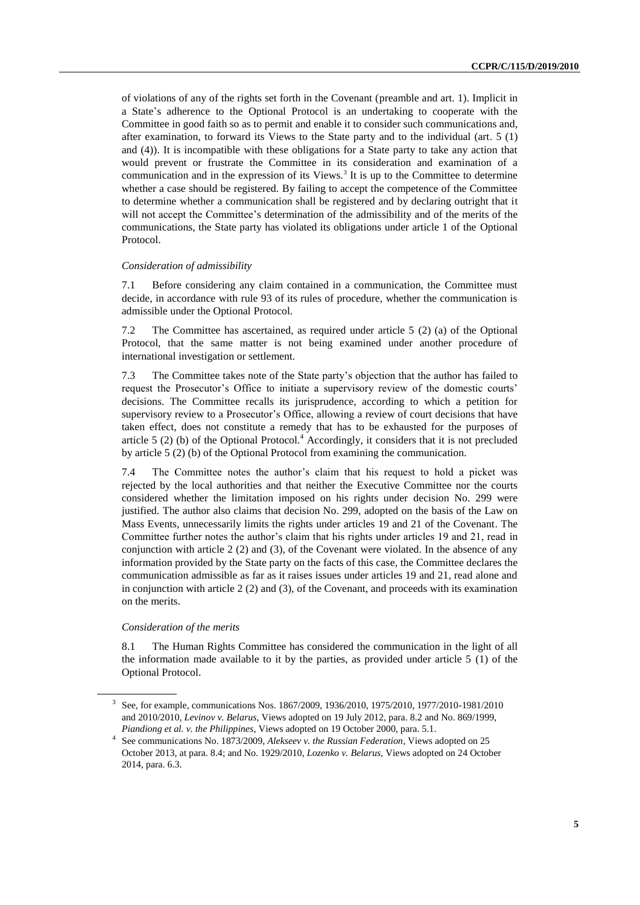of violations of any of the rights set forth in the Covenant (preamble and art. 1). Implicit in a State's adherence to the Optional Protocol is an undertaking to cooperate with the Committee in good faith so as to permit and enable it to consider such communications and, after examination, to forward its Views to the State party and to the individual (art. 5 (1) and (4)). It is incompatible with these obligations for a State party to take any action that would prevent or frustrate the Committee in its consideration and examination of a communication and in the expression of its Views.[3] It is up to the Committee to determine whether a case should be registered. By failing to accept the competence of the Committee to determine whether a communication shall be registered and by declaring outright that it will not accept the Committee's determination of the admissibility and of the merits of the communications, the State party has violated its obligations under article 1 of the Optional Protocol.

*Consideration of admissibility*

7.1 Before considering any claim contained in a communication, the Committee must decide, in accordance with rule 93 of its rules of procedure, whether the communication is admissible under the Optional Protocol.

7.2 The Committee has ascertained, as required under article 5 (2) (a) of the Optional Protocol, that the same matter is not being examined under another procedure of international investigation or settlement.

7.3 The Committee takes note of the State party's objection that the author has failed to request the Prosecutor's Office to initiate a supervisory review of the domestic courts' decisions. The Committee recalls its jurisprudence, according to which a petition for supervisory review to a Prosecutor's Office, allowing a review of court decisions that have taken effect, does not constitute a remedy that has to be exhausted for the purposes of article 5 (2) (b) of the Optional Protocol.[4] Accordingly, it considers that it is not precluded by article 5 (2) (b) of the Optional Protocol from examining the communication.

7.4 The Committee notes the author's claim that his request to hold a picket was rejected by the local authorities and that neither the Executive Committee nor the courts considered whether the limitation imposed on his rights under decision No. 299 were justified. The author also claims that decision No. 299, adopted on the basis of the Law on Mass Events, unnecessarily limits the rights under articles 19 and 21 of the Covenant. The Committee further notes the author's claim that his rights under articles 19 and 21, read in conjunction with article 2 (2) and (3), of the Covenant were violated. In the absence of any information provided by the State party on the facts of this case, the Committee declares the communication admissible as far as it raises issues under articles 19 and 21, read alone and in conjunction with article 2 (2) and (3), of the Covenant, and proceeds with its examination on the merits.

*Consideration of the merits*

8.1 The Human Rights Committee has considered the communication in the light of all the information made available to it by the parties, as provided under article 5 (1) of the Optional Protocol.

---

[3] See, for example, communications Nos. 1867/2009, 1936/2010, 1975/2010, 1977/2010-1981/2010 and 2010/2010, *Levinov v. Belarus*, Views adopted on 19 July 2012, para. 8.2 and No. 869/1999, *Piandiong et al. v. the Philippines*, Views adopted on 19 October 2000, para. 5.1.

[4] See communications No. 1873/2009, *Alekseev v. the Russian Federation*, Views adopted on 25 October 2013, at para. 8.4; and No. 1929/2010, *Lozenko v. Belarus*, Views adopted on 24 October 2014, para. 6.3.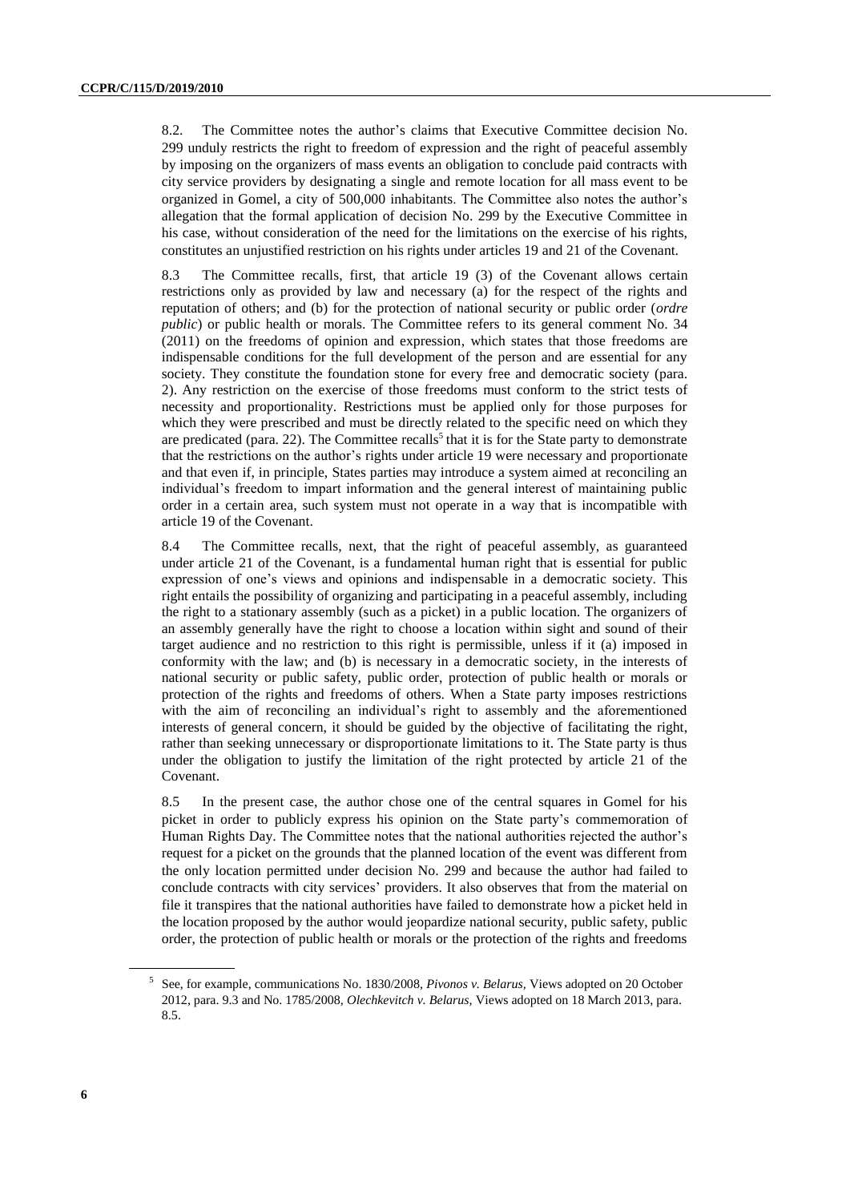8.2. The Committee notes the author's claims that Executive Committee decision No. 299 unduly restricts the right to freedom of expression and the right of peaceful assembly by imposing on the organizers of mass events an obligation to conclude paid contracts with city service providers by designating a single and remote location for all mass event to be organized in Gomel, a city of 500,000 inhabitants. The Committee also notes the author's allegation that the formal application of decision No. 299 by the Executive Committee in his case, without consideration of the need for the limitations on the exercise of his rights, constitutes an unjustified restriction on his rights under articles 19 and 21 of the Covenant.

8.3 The Committee recalls, first, that article 19 (3) of the Covenant allows certain restrictions only as provided by law and necessary (a) for the respect of the rights and reputation of others; and (b) for the protection of national security or public order (*ordre public*) or public health or morals. The Committee refers to its general comment No. 34 (2011) on the freedoms of opinion and expression, which states that those freedoms are indispensable conditions for the full development of the person and are essential for any society. They constitute the foundation stone for every free and democratic society (para. 2). Any restriction on the exercise of those freedoms must conform to the strict tests of necessity and proportionality. Restrictions must be applied only for those purposes for which they were prescribed and must be directly related to the specific need on which they are predicated (para. 22). The Committee recalls[5] that it is for the State party to demonstrate that the restrictions on the author's rights under article 19 were necessary and proportionate and that even if, in principle, States parties may introduce a system aimed at reconciling an individual's freedom to impart information and the general interest of maintaining public order in a certain area, such system must not operate in a way that is incompatible with article 19 of the Covenant.

8.4 The Committee recalls, next, that the right of peaceful assembly, as guaranteed under article 21 of the Covenant, is a fundamental human right that is essential for public expression of one's views and opinions and indispensable in a democratic society. This right entails the possibility of organizing and participating in a peaceful assembly, including the right to a stationary assembly (such as a picket) in a public location. The organizers of an assembly generally have the right to choose a location within sight and sound of their target audience and no restriction to this right is permissible, unless if it (a) imposed in conformity with the law; and (b) is necessary in a democratic society, in the interests of national security or public safety, public order, protection of public health or morals or protection of the rights and freedoms of others. When a State party imposes restrictions with the aim of reconciling an individual's right to assembly and the aforementioned interests of general concern, it should be guided by the objective of facilitating the right, rather than seeking unnecessary or disproportionate limitations to it. The State party is thus under the obligation to justify the limitation of the right protected by article 21 of the Covenant.

8.5 In the present case, the author chose one of the central squares in Gomel for his picket in order to publicly express his opinion on the State party's commemoration of Human Rights Day. The Committee notes that the national authorities rejected the author's request for a picket on the grounds that the planned location of the event was different from the only location permitted under decision No. 299 and because the author had failed to conclude contracts with city services' providers. It also observes that from the material on file it transpires that the national authorities have failed to demonstrate how a picket held in the location proposed by the author would jeopardize national security, public safety, public order, the protection of public health or morals or the protection of the rights and freedoms

[5] See, for example, communications No. 1830/2008, *Pivonos v. Belarus*, Views adopted on 20 October 2012, para. 9.3 and No. 1785/2008, *Olechkevitch v. Belarus*, Views adopted on 18 March 2013, para. 8.5.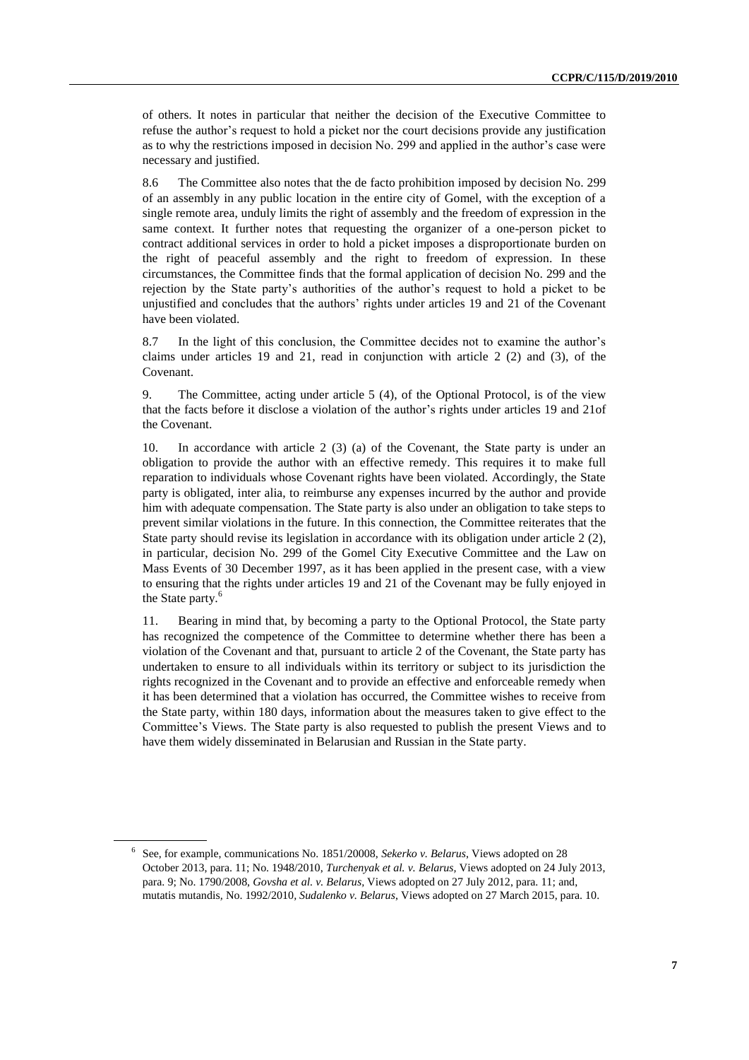of others. It notes in particular that neither the decision of the Executive Committee to refuse the author's request to hold a picket nor the court decisions provide any justification as to why the restrictions imposed in decision No. 299 and applied in the author's case were necessary and justified.

8.6 The Committee also notes that the de facto prohibition imposed by decision No. 299 of an assembly in any public location in the entire city of Gomel, with the exception of a single remote area, unduly limits the right of assembly and the freedom of expression in the same context. It further notes that requesting the organizer of a one-person picket to contract additional services in order to hold a picket imposes a disproportionate burden on the right of peaceful assembly and the right to freedom of expression. In these circumstances, the Committee finds that the formal application of decision No. 299 and the rejection by the State party's authorities of the author's request to hold a picket to be unjustified and concludes that the authors' rights under articles 19 and 21 of the Covenant have been violated.

8.7 In the light of this conclusion, the Committee decides not to examine the author's claims under articles 19 and 21, read in conjunction with article 2 (2) and (3), of the Covenant.

9. The Committee, acting under article 5 (4), of the Optional Protocol, is of the view that the facts before it disclose a violation of the author's rights under articles 19 and 21of the Covenant.

10. In accordance with article 2 (3) (a) of the Covenant, the State party is under an obligation to provide the author with an effective remedy. This requires it to make full reparation to individuals whose Covenant rights have been violated. Accordingly, the State party is obligated, inter alia, to reimburse any expenses incurred by the author and provide him with adequate compensation. The State party is also under an obligation to take steps to prevent similar violations in the future. In this connection, the Committee reiterates that the State party should revise its legislation in accordance with its obligation under article 2 (2), in particular, decision No. 299 of the Gomel City Executive Committee and the Law on Mass Events of 30 December 1997, as it has been applied in the present case, with a view to ensuring that the rights under articles 19 and 21 of the Covenant may be fully enjoyed in the State party.[6]

11. Bearing in mind that, by becoming a party to the Optional Protocol, the State party has recognized the competence of the Committee to determine whether there has been a violation of the Covenant and that, pursuant to article 2 of the Covenant, the State party has undertaken to ensure to all individuals within its territory or subject to its jurisdiction the rights recognized in the Covenant and to provide an effective and enforceable remedy when it has been determined that a violation has occurred, the Committee wishes to receive from the State party, within 180 days, information about the measures taken to give effect to the Committee's Views. The State party is also requested to publish the present Views and to have them widely disseminated in Belarusian and Russian in the State party.

[6] See, for example, communications No. 1851/20008, *Sekerko v. Belarus*, Views adopted on 28 October 2013, para. 11; No. 1948/2010, *Turchenyak et al. v. Belarus*, Views adopted on 24 July 2013, para. 9; No. 1790/2008, *Govsha et al. v. Belarus*, Views adopted on 27 July 2012, para. 11; and, mutatis mutandis, No. 1992/2010, *Sudalenko v. Belarus*, Views adopted on 27 March 2015, para. 10.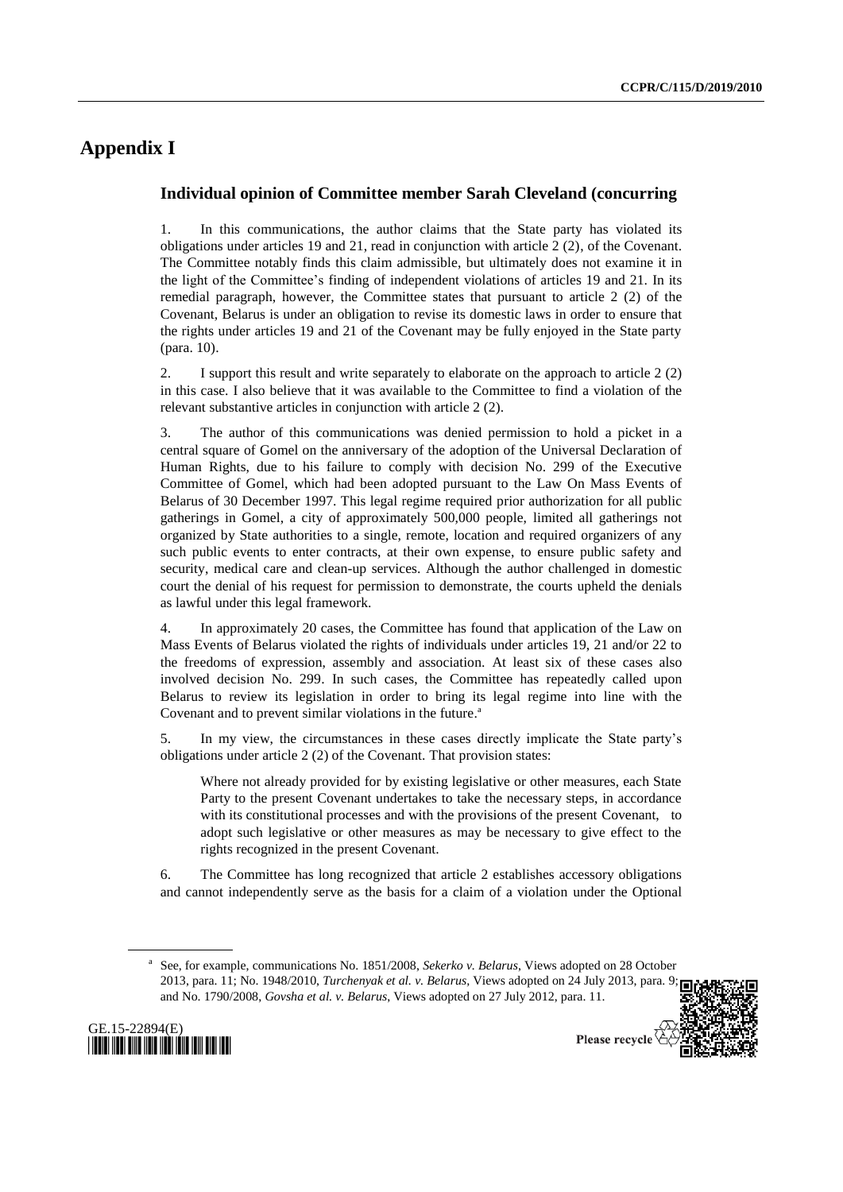# Appendix I

## Individual opinion of Committee member Sarah Cleveland (concurring

1. In this communications, the author claims that the State party has violated its obligations under articles 19 and 21, read in conjunction with article 2 (2), of the Covenant. The Committee notably finds this claim admissible, but ultimately does not examine it in the light of the Committee's finding of independent violations of articles 19 and 21. In its remedial paragraph, however, the Committee states that pursuant to article 2 (2) of the Covenant, Belarus is under an obligation to revise its domestic laws in order to ensure that the rights under articles 19 and 21 of the Covenant may be fully enjoyed in the State party (para. 10).

2. I support this result and write separately to elaborate on the approach to article 2 (2) in this case. I also believe that it was available to the Committee to find a violation of the relevant substantive articles in conjunction with article 2 (2).

3. The author of this communications was denied permission to hold a picket in a central square of Gomel on the anniversary of the adoption of the Universal Declaration of Human Rights, due to his failure to comply with decision No. 299 of the Executive Committee of Gomel, which had been adopted pursuant to the Law On Mass Events of Belarus of 30 December 1997. This legal regime required prior authorization for all public gatherings in Gomel, a city of approximately 500,000 people, limited all gatherings not organized by State authorities to a single, remote, location and required organizers of any such public events to enter contracts, at their own expense, to ensure public safety and security, medical care and clean-up services. Although the author challenged in domestic court the denial of his request for permission to demonstrate, the courts upheld the denials as lawful under this legal framework.

4. In approximately 20 cases, the Committee has found that application of the Law on Mass Events of Belarus violated the rights of individuals under articles 19, 21 and/or 22 to the freedoms of expression, assembly and association. At least six of these cases also involved decision No. 299. In such cases, the Committee has repeatedly called upon Belarus to review its legislation in order to bring its legal regime into line with the Covenant and to prevent similar violations in the future.[a]

5. In my view, the circumstances in these cases directly implicate the State party's obligations under article 2 (2) of the Covenant. That provision states:

> Where not already provided for by existing legislative or other measures, each State Party to the present Covenant undertakes to take the necessary steps, in accordance with its constitutional processes and with the provisions of the present Covenant, to adopt such legislative or other measures as may be necessary to give effect to the rights recognized in the present Covenant.

6. The Committee has long recognized that article 2 establishes accessory obligations and cannot independently serve as the basis for a claim of a violation under the Optional

[a] See, for example, communications No. 1851/2008, *Sekerko v. Belarus*, Views adopted on 28 October 2013, para. 11; No. 1948/2010, *Turchenyak et al. v. Belarus*, Views adopted on 24 July 2013, para. 9; and No. 1790/2008, *Govsha et al. v. Belarus*, Views adopted on 27 July 2012, para. 11.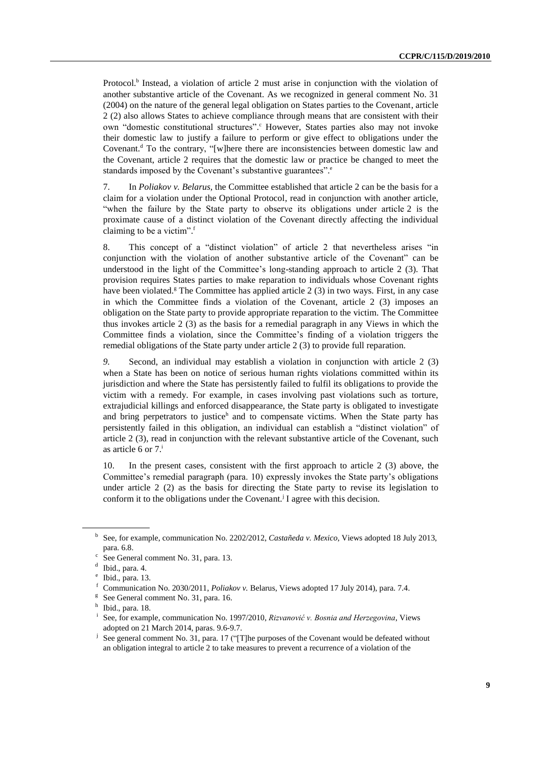Protocol.[b] Instead, a violation of article 2 must arise in conjunction with the violation of another substantive article of the Covenant. As we recognized in general comment No. 31 (2004) on the nature of the general legal obligation on States parties to the Covenant, article 2 (2) also allows States to achieve compliance through means that are consistent with their own "domestic constitutional structures".[c] However, States parties also may not invoke their domestic law to justify a failure to perform or give effect to obligations under the Covenant.[d] To the contrary, "[w]here there are inconsistencies between domestic law and the Covenant, article 2 requires that the domestic law or practice be changed to meet the standards imposed by the Covenant's substantive guarantees".[e]

7. In *Poliakov v. Belarus*, the Committee established that article 2 can be the basis for a claim for a violation under the Optional Protocol, read in conjunction with another article, "when the failure by the State party to observe its obligations under article 2 is the proximate cause of a distinct violation of the Covenant directly affecting the individual claiming to be a victim".[f]

8. This concept of a "distinct violation" of article 2 that nevertheless arises "in conjunction with the violation of another substantive article of the Covenant" can be understood in the light of the Committee's long-standing approach to article 2 (3). That provision requires States parties to make reparation to individuals whose Covenant rights have been violated.[g] The Committee has applied article 2 (3) in two ways. First, in any case in which the Committee finds a violation of the Covenant, article 2 (3) imposes an obligation on the State party to provide appropriate reparation to the victim. The Committee thus invokes article 2 (3) as the basis for a remedial paragraph in any Views in which the Committee finds a violation, since the Committee's finding of a violation triggers the remedial obligations of the State party under article 2 (3) to provide full reparation.

*9.* Second, an individual may establish a violation in conjunction with article 2 (3) when a State has been on notice of serious human rights violations committed within its jurisdiction and where the State has persistently failed to fulfil its obligations to provide the victim with a remedy. For example, in cases involving past violations such as torture, extrajudicial killings and enforced disappearance, the State party is obligated to investigate and bring perpetrators to justice[h] and to compensate victims. When the State party has persistently failed in this obligation, an individual can establish a "distinct violation" of article 2 (3), read in conjunction with the relevant substantive article of the Covenant, such as article 6 or 7.[i]

10. In the present cases, consistent with the first approach to article 2 (3) above, the Committee's remedial paragraph (para. 10) expressly invokes the State party's obligations under article 2 (2) as the basis for directing the State party to revise its legislation to conform it to the obligations under the Covenant.[j] I agree with this decision.

---

[b] See, for example, communication No. 2202/2012, *Castañeda v. Mexico*, Views adopted 18 July 2013, para. 6.8.

[c] See General comment No. 31, para. 13.

[d] Ibid., para. 4.

[e] Ibid., para. 13.

[f] Communication No. 2030/2011, *Poliakov v.* Belarus, Views adopted 17 July 2014), para. 7.4.

[g] See General comment No. 31, para. 16.

[h] Ibid., para. 18.

[i] See, for example, communication No. 1997/2010, *Rizvanović v. Bosnia and Herzegovina*, Views adopted on 21 March 2014, paras. 9.6-9.7.

[j] See general comment No. 31, para. 17 ("[T]he purposes of the Covenant would be defeated without an obligation integral to article 2 to take measures to prevent a recurrence of a violation of the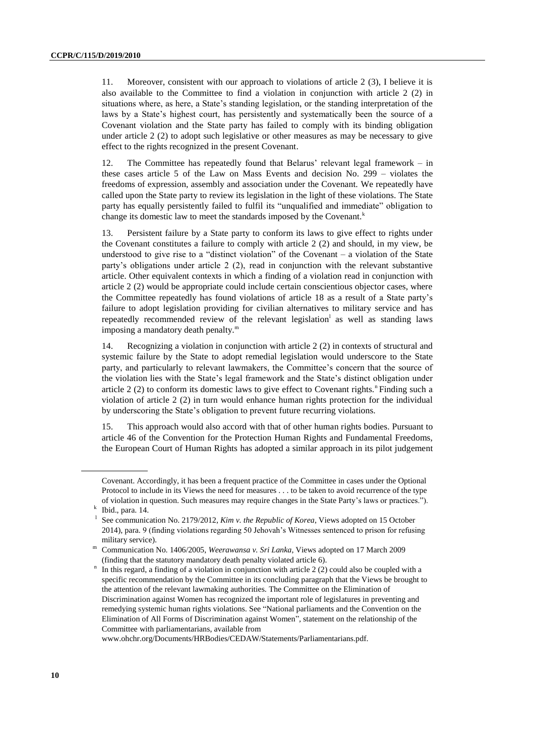11. Moreover, consistent with our approach to violations of article 2 (3), I believe it is also available to the Committee to find a violation in conjunction with article 2 (2) in situations where, as here, a State's standing legislation, or the standing interpretation of the laws by a State's highest court, has persistently and systematically been the source of a Covenant violation and the State party has failed to comply with its binding obligation under article 2 (2) to adopt such legislative or other measures as may be necessary to give effect to the rights recognized in the present Covenant.

12. The Committee has repeatedly found that Belarus' relevant legal framework – in these cases article 5 of the Law on Mass Events and decision No. 299 – violates the freedoms of expression, assembly and association under the Covenant. We repeatedly have called upon the State party to review its legislation in the light of these violations. The State party has equally persistently failed to fulfil its "unqualified and immediate" obligation to change its domestic law to meet the standards imposed by the Covenant.[k]

13. Persistent failure by a State party to conform its laws to give effect to rights under the Covenant constitutes a failure to comply with article 2 (2) and should, in my view, be understood to give rise to a "distinct violation" of the Covenant – a violation of the State party's obligations under article 2 (2), read in conjunction with the relevant substantive article. Other equivalent contexts in which a finding of a violation read in conjunction with article 2 (2) would be appropriate could include certain conscientious objector cases, where the Committee repeatedly has found violations of article 18 as a result of a State party's failure to adopt legislation providing for civilian alternatives to military service and has repeatedly recommended review of the relevant legislation[l] as well as standing laws imposing a mandatory death penalty.[m]

14. Recognizing a violation in conjunction with article 2 (2) in contexts of structural and systemic failure by the State to adopt remedial legislation would underscore to the State party, and particularly to relevant lawmakers, the Committee's concern that the source of the violation lies with the State's legal framework and the State's distinct obligation under article 2 (2) to conform its domestic laws to give effect to Covenant rights.[n] Finding such a violation of article 2 (2) in turn would enhance human rights protection for the individual by underscoring the State's obligation to prevent future recurring violations.

15. This approach would also accord with that of other human rights bodies. Pursuant to article 46 of the Convention for the Protection Human Rights and Fundamental Freedoms, the European Court of Human Rights has adopted a similar approach in its pilot judgement

---

Covenant. Accordingly, it has been a frequent practice of the Committee in cases under the Optional Protocol to include in its Views the need for measures . . . to be taken to avoid recurrence of the type of violation in question. Such measures may require changes in the State Party's laws or practices.").

[k] Ibid., para. 14.

[l] See communication No. 2179/2012, *Kim v. the Republic of Korea*, Views adopted on 15 October 2014), para. 9 (finding violations regarding 50 Jehovah's Witnesses sentenced to prison for refusing military service).

[m] Communication No. 1406/2005, *Weerawansa v. Sri Lanka*, Views adopted on 17 March 2009 (finding that the statutory mandatory death penalty violated article 6).

[n] In this regard, a finding of a violation in conjunction with article 2 (2) could also be coupled with a specific recommendation by the Committee in its concluding paragraph that the Views be brought to the attention of the relevant lawmaking authorities. The Committee on the Elimination of Discrimination against Women has recognized the important role of legislatures in preventing and remedying systemic human rights violations. See "National parliaments and the Convention on the Elimination of All Forms of Discrimination against Women", statement on the relationship of the Committee with parliamentarians, available from www.ohchr.org/Documents/HRBodies/CEDAW/Statements/Parliamentarians.pdf.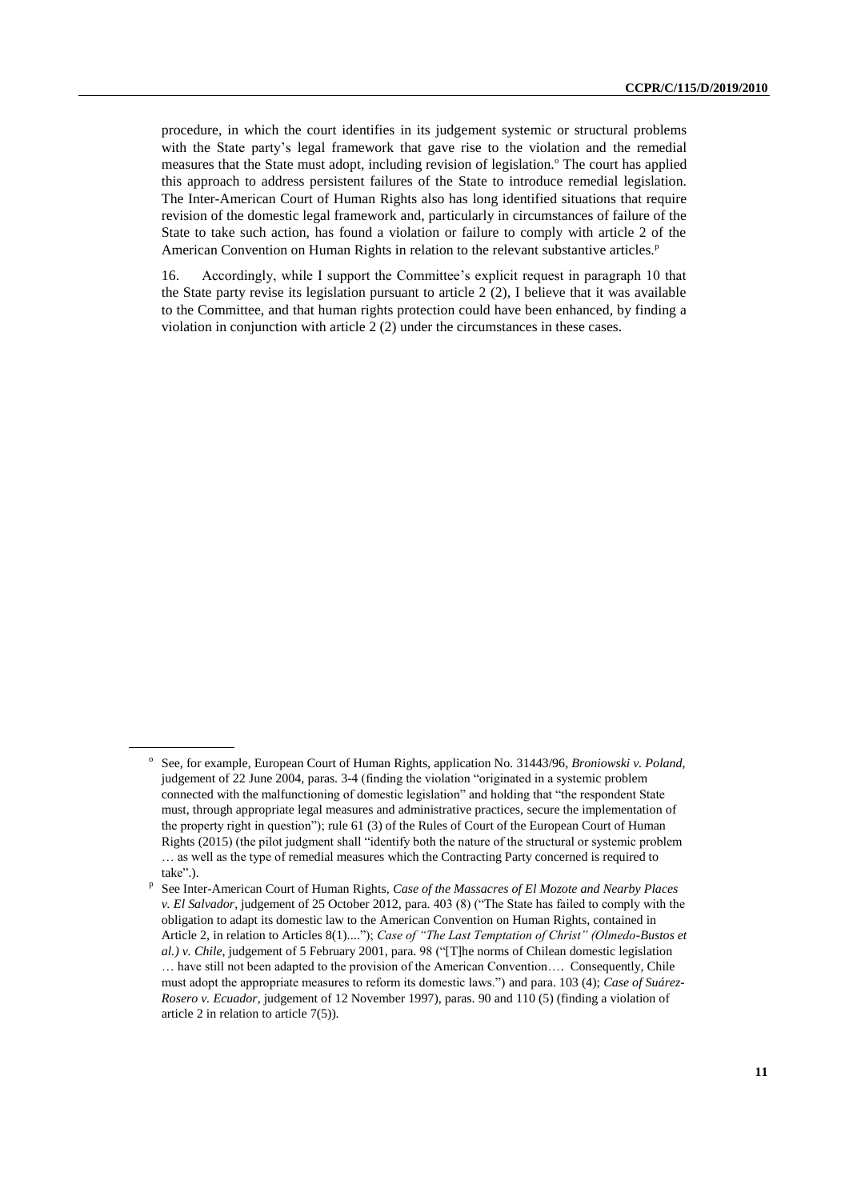procedure, in which the court identifies in its judgement systemic or structural problems with the State party's legal framework that gave rise to the violation and the remedial measures that the State must adopt, including revision of legislation.[o] The court has applied this approach to address persistent failures of the State to introduce remedial legislation. The Inter-American Court of Human Rights also has long identified situations that require revision of the domestic legal framework and, particularly in circumstances of failure of the State to take such action, has found a violation or failure to comply with article 2 of the American Convention on Human Rights in relation to the relevant substantive articles.[p]

16. Accordingly, while I support the Committee's explicit request in paragraph 10 that the State party revise its legislation pursuant to article 2 (2), I believe that it was available to the Committee, and that human rights protection could have been enhanced, by finding a violation in conjunction with article 2 (2) under the circumstances in these cases.

---

[o] See, for example, European Court of Human Rights, application No. 31443/96, *Broniowski v. Poland*, judgement of 22 June 2004, paras. 3-4 (finding the violation "originated in a systemic problem connected with the malfunctioning of domestic legislation" and holding that "the respondent State must, through appropriate legal measures and administrative practices, secure the implementation of the property right in question"); rule 61 (3) of the Rules of Court of the European Court of Human Rights (2015) (the pilot judgment shall "identify both the nature of the structural or systemic problem … as well as the type of remedial measures which the Contracting Party concerned is required to take".).

[p] See Inter-American Court of Human Rights, *Case of the Massacres of El Mozote and Nearby Places v. El Salvador*, judgement of 25 October 2012, para. 403 (8) ("The State has failed to comply with the obligation to adapt its domestic law to the American Convention on Human Rights, contained in Article 2, in relation to Articles 8(1)...."); *Case of "The Last Temptation of Christ" (Olmedo-Bustos et al.) v. Chile*, judgement of 5 February 2001, para. 98 ("[T]he norms of Chilean domestic legislation … have still not been adapted to the provision of the American Convention…. Consequently, Chile must adopt the appropriate measures to reform its domestic laws.") and para. 103 (4); *Case of Suárez-Rosero v. Ecuador*, judgement of 12 November 1997), paras. 90 and 110 (5) (finding a violation of article 2 in relation to article 7(5)).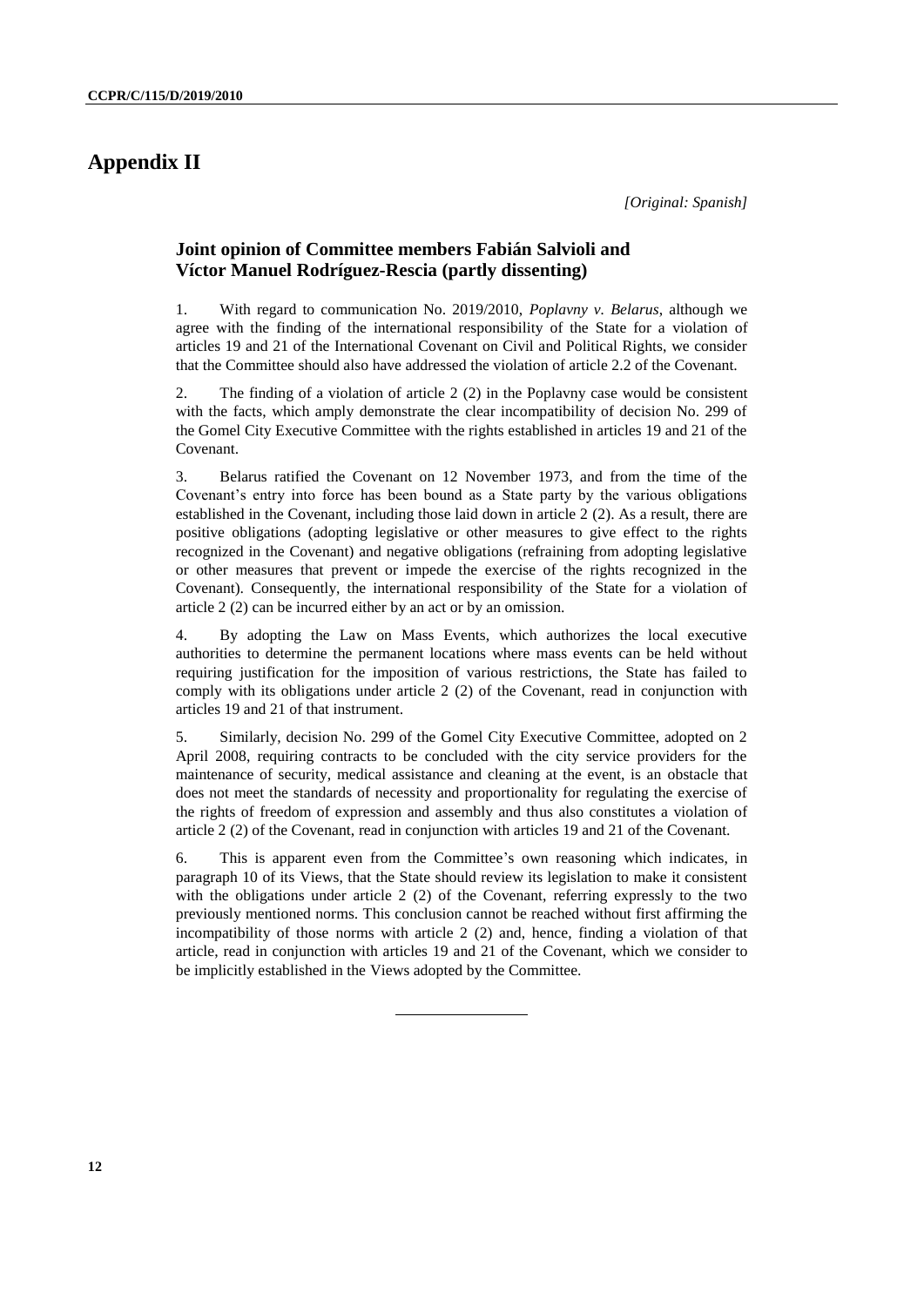# Appendix II

*[Original: Spanish]*

## Joint opinion of Committee members Fabián Salvioli and Víctor Manuel Rodríguez-Rescia (partly dissenting)

1. With regard to communication No. 2019/2010, *Poplavny v. Belarus*, although we agree with the finding of the international responsibility of the State for a violation of articles 19 and 21 of the International Covenant on Civil and Political Rights, we consider that the Committee should also have addressed the violation of article 2.2 of the Covenant.

2. The finding of a violation of article 2 (2) in the Poplavny case would be consistent with the facts, which amply demonstrate the clear incompatibility of decision No. 299 of the Gomel City Executive Committee with the rights established in articles 19 and 21 of the Covenant.

3. Belarus ratified the Covenant on 12 November 1973, and from the time of the Covenant's entry into force has been bound as a State party by the various obligations established in the Covenant, including those laid down in article 2 (2). As a result, there are positive obligations (adopting legislative or other measures to give effect to the rights recognized in the Covenant) and negative obligations (refraining from adopting legislative or other measures that prevent or impede the exercise of the rights recognized in the Covenant). Consequently, the international responsibility of the State for a violation of article 2 (2) can be incurred either by an act or by an omission.

4. By adopting the Law on Mass Events, which authorizes the local executive authorities to determine the permanent locations where mass events can be held without requiring justification for the imposition of various restrictions, the State has failed to comply with its obligations under article 2 (2) of the Covenant, read in conjunction with articles 19 and 21 of that instrument.

5. Similarly, decision No. 299 of the Gomel City Executive Committee, adopted on 2 April 2008, requiring contracts to be concluded with the city service providers for the maintenance of security, medical assistance and cleaning at the event, is an obstacle that does not meet the standards of necessity and proportionality for regulating the exercise of the rights of freedom of expression and assembly and thus also constitutes a violation of article 2 (2) of the Covenant, read in conjunction with articles 19 and 21 of the Covenant.

6. This is apparent even from the Committee's own reasoning which indicates, in paragraph 10 of its Views, that the State should review its legislation to make it consistent with the obligations under article 2 (2) of the Covenant, referring expressly to the two previously mentioned norms. This conclusion cannot be reached without first affirming the incompatibility of those norms with article 2 (2) and, hence, finding a violation of that article, read in conjunction with articles 19 and 21 of the Covenant, which we consider to be implicitly established in the Views adopted by the Committee.